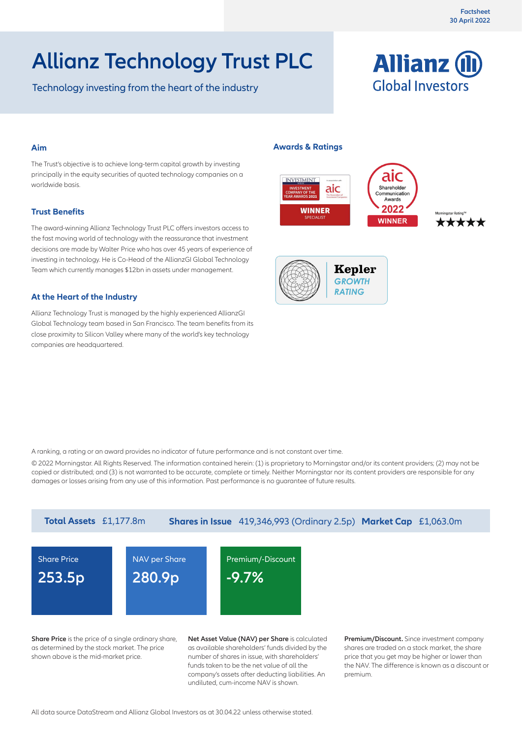Factsheet
30 April 2022

# Allianz Technology Trust PLC

Technology investing from the heart of the industry

Allianz Global Investors

## Aim

The Trust's objective is to achieve long-term capital growth by investing principally in the equity securities of quoted technology companies on a worldwide basis.

## Trust Benefits

The award-winning Allianz Technology Trust PLC offers investors access to the fast moving world of technology with the reassurance that investment decisions are made by Walter Price who has over 45 years of experience of investing in technology. He is Co-Head of the AllianzGI Global Technology Team which currently manages $12bn in assets under management.

## At the Heart of the Industry

Allianz Technology Trust is managed by the highly experienced AllianzGI Global Technology team based in San Francisco. The team benefits from its close proximity to Silicon Valley where many of the world's key technology companies are headquartered.

## Awards & Ratings

Investment Week Investment Company of the Year Awards 2021 – in association with aic – WINNER Specialist

aic Shareholder Communication Awards 2022 WINNER

Morningstar Rating™ ★★★★★

Kepler GROWTH RATING

A ranking, a rating or an award provides no indicator of future performance and is not constant over time.

© 2022 Morningstar. All Rights Reserved. The information contained herein: (1) is proprietary to Morningstar and/or its content providers; (2) may not be copied or distributed; and (3) is not warranted to be accurate, complete or timely. Neither Morningstar nor its content providers are responsible for any damages or losses arising from any use of this information. Past performance is no guarantee of future results.

**Total Assets** £1,177.8m **Shares in Issue** 419,346,993 (Ordinary 2.5p) **Market Cap** £1,063.0m

| Share Price | NAV per Share | Premium/-Discount |
|---|---|---|
| 253.5p | 280.9p | -9.7% |

**Share Price** is the price of a single ordinary share, as determined by the stock market. The price shown above is the mid-market price.

**Net Asset Value (NAV) per Share** is calculated as available shareholders' funds divided by the number of shares in issue, with shareholders' funds taken to be the net value of all the company's assets after deducting liabilities. An undiluted, cum-income NAV is shown.

**Premium/Discount.** Since investment company shares are traded on a stock market, the share price that you get may be higher or lower than the NAV. The difference is known as a discount or premium.

All data source DataStream and Allianz Global Investors as at 30.04.22 unless otherwise stated.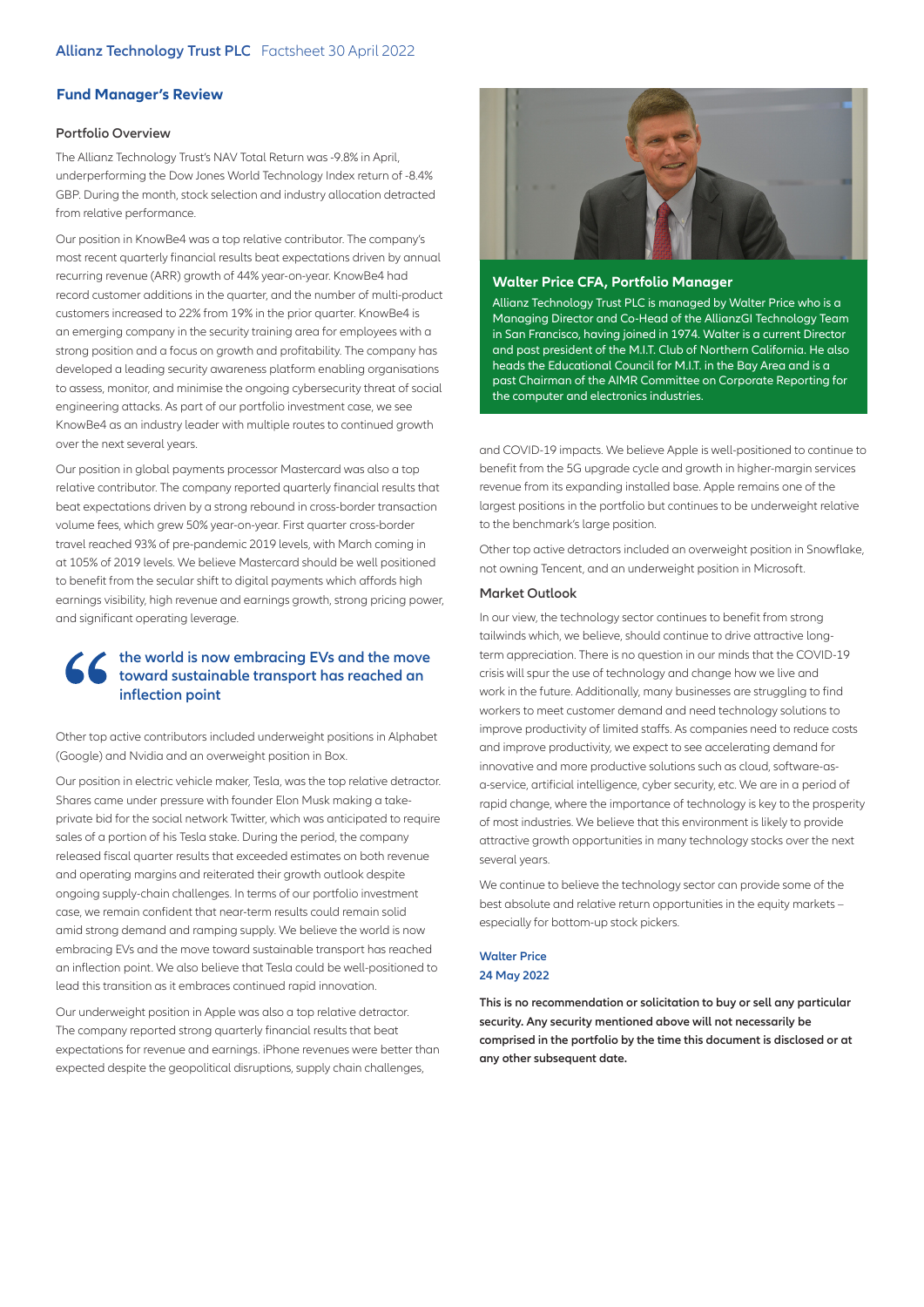## Fund Manager's Review

### Portfolio Overview

The Allianz Technology Trust's NAV Total Return was -9.8% in April, underperforming the Dow Jones World Technology Index return of -8.4% GBP. During the month, stock selection and industry allocation detracted from relative performance.

Our position in KnowBe4 was a top relative contributor. The company's most recent quarterly financial results beat expectations driven by annual recurring revenue (ARR) growth of 44% year-on-year. KnowBe4 had record customer additions in the quarter, and the number of multi-product customers increased to 22% from 19% in the prior quarter. KnowBe4 is an emerging company in the security training area for employees with a strong position and a focus on growth and profitability. The company has developed a leading security awareness platform enabling organisations to assess, monitor, and minimise the ongoing cybersecurity threat of social engineering attacks. As part of our portfolio investment case, we see KnowBe4 as an industry leader with multiple routes to continued growth over the next several years.

Our position in global payments processor Mastercard was also a top relative contributor. The company reported quarterly financial results that beat expectations driven by a strong rebound in cross-border transaction volume fees, which grew 50% year-on-year. First quarter cross-border travel reached 93% of pre-pandemic 2019 levels, with March coming in at 105% of 2019 levels. We believe Mastercard should be well positioned to benefit from the secular shift to digital payments which affords high earnings visibility, high revenue and earnings growth, strong pricing power, and significant operating leverage.

> the world is now embracing EVs and the move toward sustainable transport has reached an inflection point

Other top active contributors included underweight positions in Alphabet (Google) and Nvidia and an overweight position in Box.

Our position in electric vehicle maker, Tesla, was the top relative detractor. Shares came under pressure with founder Elon Musk making a take-private bid for the social network Twitter, which was anticipated to require sales of a portion of his Tesla stake. During the period, the company released fiscal quarter results that exceeded estimates on both revenue and operating margins and reiterated their growth outlook despite ongoing supply-chain challenges. In terms of our portfolio investment case, we remain confident that near-term results could remain solid amid strong demand and ramping supply. We believe the world is now embracing EVs and the move toward sustainable transport has reached an inflection point. We also believe that Tesla could be well-positioned to lead this transition as it embraces continued rapid innovation.

Our underweight position in Apple was also a top relative detractor. The company reported strong quarterly financial results that beat expectations for revenue and earnings. iPhone revenues were better than expected despite the geopolitical disruptions, supply chain challenges, and COVID-19 impacts. We believe Apple is well-positioned to continue to benefit from the 5G upgrade cycle and growth in higher-margin services revenue from its expanding installed base. Apple remains one of the largest positions in the portfolio but continues to be underweight relative to the benchmark's large position.

Other top active detractors included an overweight position in Snowflake, not owning Tencent, and an underweight position in Microsoft.

**Walter Price CFA, Portfolio Manager**

Allianz Technology Trust PLC is managed by Walter Price who is a Managing Director and Co-Head of the AllianzGI Technology Team in San Francisco, having joined in 1974. Walter is a current Director and past president of the M.I.T. Club of Northern California. He also heads the Educational Council for M.I.T. in the Bay Area and is a past Chairman of the AIMR Committee on Corporate Reporting for the computer and electronics industries.

### Market Outlook

In our view, the technology sector continues to benefit from strong tailwinds which, we believe, should continue to drive attractive long-term appreciation. There is no question in our minds that the COVID-19 crisis will spur the use of technology and change how we live and work in the future. Additionally, many businesses are struggling to find workers to meet customer demand and need technology solutions to improve productivity of limited staffs. As companies need to reduce costs and improve productivity, we expect to see accelerating demand for innovative and more productive solutions such as cloud, software-as-a-service, artificial intelligence, cyber security, etc. We are in a period of rapid change, where the importance of technology is key to the prosperity of most industries. We believe that this environment is likely to provide attractive growth opportunities in many technology stocks over the next several years.

We continue to believe the technology sector can provide some of the best absolute and relative return opportunities in the equity markets – especially for bottom-up stock pickers.

Walter Price
24 May 2022

**This is no recommendation or solicitation to buy or sell any particular security. Any security mentioned above will not necessarily be comprised in the portfolio by the time this document is disclosed or at any other subsequent date.**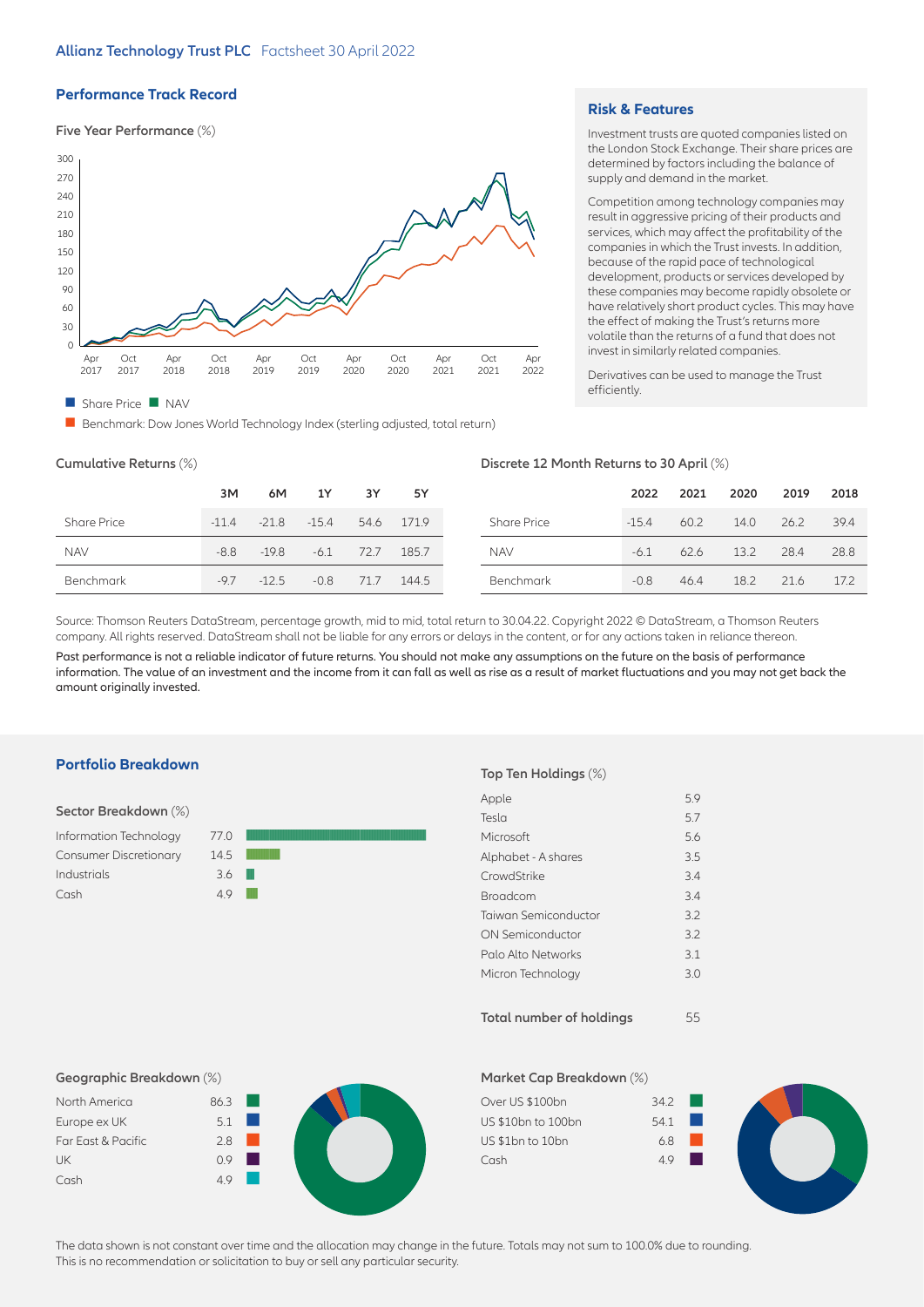## Performance Track Record

### Five Year Performance (%)

Share Price | NAV

Benchmark: Dow Jones World Technology Index (sterling adjusted, total return)

## Risk & Features

Investment trusts are quoted companies listed on the London Stock Exchange. Their share prices are determined by factors including the balance of supply and demand in the market.

Competition among technology companies may result in aggressive pricing of their products and services, which may affect the profitability of the companies in which the Trust invests. In addition, because of the rapid pace of technological development, products or services developed by these companies may become rapidly obsolete or have relatively short product cycles. This may have the effect of making the Trust's returns more volatile than the returns of a fund that does not invest in similarly related companies.

Derivatives can be used to manage the Trust efficiently.

### Cumulative Returns (%)

| | 3M | 6M | 1Y | 3Y | 5Y |
|---|---|---|---|---|---|
| Share Price | -11.4 | -21.8 | -15.4 | 54.6 | 171.9 |
| NAV | -8.8 | -19.8 | -6.1 | 72.7 | 185.7 |
| Benchmark | -9.7 | -12.5 | -0.8 | 71.7 | 144.5 |

### Discrete 12 Month Returns to 30 April (%)

| | 2022 | 2021 | 2020 | 2019 | 2018 |
|---|---|---|---|---|---|
| Share Price | -15.4 | 60.2 | 14.0 | 26.2 | 39.4 |
| NAV | -6.1 | 62.6 | 13.2 | 28.4 | 28.8 |
| Benchmark | -0.8 | 46.4 | 18.2 | 21.6 | 17.2 |

Source: Thomson Reuters DataStream, percentage growth, mid to mid, total return to 30.04.22. Copyright 2022 © DataStream, a Thomson Reuters company. All rights reserved. DataStream shall not be liable for any errors or delays in the content, or for any actions taken in reliance thereon.

Past performance is not a reliable indicator of future returns. You should not make any assumptions on the future on the basis of performance information. The value of an investment and the income from it can fall as well as rise as a result of market fluctuations and you may not get back the amount originally invested.

## Portfolio Breakdown

### Sector Breakdown (%)

| Sector | % |
|---|---|
| Information Technology | 77.0 |
| Consumer Discretionary | 14.5 |
| Industrials | 3.6 |
| Cash | 4.9 |

### Top Ten Holdings (%)

| Holding | % |
|---|---|
| Apple | 5.9 |
| Tesla | 5.7 |
| Microsoft | 5.6 |
| Alphabet - A shares | 3.5 |
| CrowdStrike | 3.4 |
| Broadcom | 3.4 |
| Taiwan Semiconductor | 3.2 |
| ON Semiconductor | 3.2 |
| Palo Alto Networks | 3.1 |
| Micron Technology | 3.0 |

**Total number of holdings** 55

### Geographic Breakdown (%)

| Region | % |
|---|---|
| North America | 86.3 |
| Europe ex UK | 5.1 |
| Far East & Pacific | 2.8 |
| UK | 0.9 |
| Cash | 4.9 |

### Market Cap Breakdown (%)

| Market Cap | % |
|---|---|
| Over US $100bn | 34.2 |
| US $10bn to 100bn | 54.1 |
| US $1bn to 10bn | 6.8 |
| Cash | 4.9 |

The data shown is not constant over time and the allocation may change in the future. Totals may not sum to 100.0% due to rounding. This is no recommendation or solicitation to buy or sell any particular security.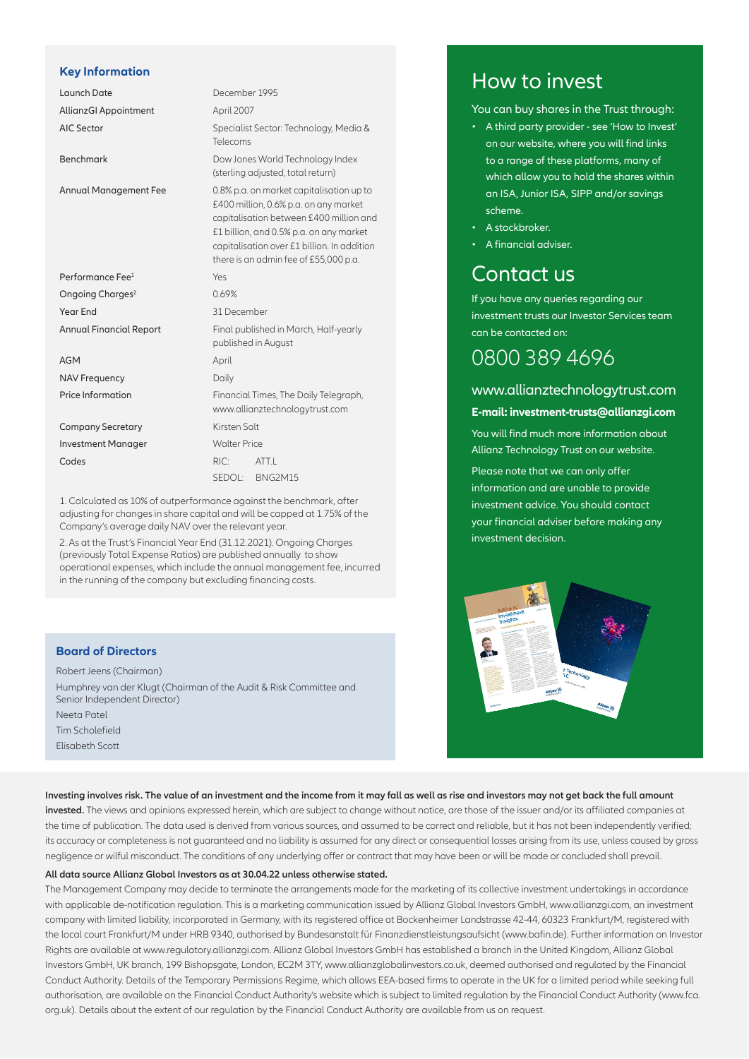## Key Information

| | |
|---|---|
| Launch Date | December 1995 |
| AllianzGI Appointment | April 2007 |
| AIC Sector | Specialist Sector: Technology, Media & Telecoms |
| Benchmark | Dow Jones World Technology Index (sterling adjusted, total return) |
| Annual Management Fee | 0.8% p.a. on market capitalisation up to £400 million, 0.6% p.a. on any market capitalisation between £400 million and £1 billion, and 0.5% p.a. on any market capitalisation over £1 billion. In addition there is an admin fee of £55,000 p.a. |
| Performance Fee[1] | Yes |
| Ongoing Charges[2] | 0.69% |
| Year End | 31 December |
| Annual Financial Report | Final published in March, Half-yearly published in August |
| AGM | April |
| NAV Frequency | Daily |
| Price Information | Financial Times, The Daily Telegraph, www.allianztechnologytrust.com |
| Company Secretary | Kirsten Salt |
| Investment Manager | Walter Price |
| Codes | RIC: ATT.L<br>SEDOL: BNG2M15 |

1. Calculated as 10% of outperformance against the benchmark, after adjusting for changes in share capital and will be capped at 1.75% of the Company's average daily NAV over the relevant year.

2. As at the Trust's Financial Year End (31.12.2021). Ongoing Charges (previously Total Expense Ratios) are published annually to show operational expenses, which include the annual management fee, incurred in the running of the company but excluding financing costs.

## Board of Directors

Robert Jeens (Chairman)

Humphrey van der Klugt (Chairman of the Audit & Risk Committee and Senior Independent Director)

Neeta Patel

Tim Scholefield

Elisabeth Scott

## How to invest

You can buy shares in the Trust through:

- A third party provider - see 'How to Invest' on our website, where you will find links to a range of these platforms, many of which allow you to hold the shares within an ISA, Junior ISA, SIPP and/or savings scheme.
- A stockbroker.
- A financial adviser.

## Contact us

If you have any queries regarding our investment trusts our Investor Services team can be contacted on:

### 0800 389 4696

www.allianztechnologytrust.com

**E-mail: investment-trusts@allianzgi.com**

You will find much more information about Allianz Technology Trust on our website.

Please note that we can only offer information and are unable to provide investment advice. You should contact your financial adviser before making any investment decision.

**Investing involves risk. The value of an investment and the income from it may fall as well as rise and investors may not get back the full amount invested.** The views and opinions expressed herein, which are subject to change without notice, are those of the issuer and/or its affiliated companies at the time of publication. The data used is derived from various sources, and assumed to be correct and reliable, but it has not been independently verified; its accuracy or completeness is not guaranteed and no liability is assumed for any direct or consequential losses arising from its use, unless caused by gross negligence or wilful misconduct. The conditions of any underlying offer or contract that may have been or will be made or concluded shall prevail.

**All data source Allianz Global Investors as at 30.04.22 unless otherwise stated.**

The Management Company may decide to terminate the arrangements made for the marketing of its collective investment undertakings in accordance with applicable de-notification regulation. This is a marketing communication issued by Allianz Global Investors GmbH, www.allianzgi.com, an investment company with limited liability, incorporated in Germany, with its registered office at Bockenheimer Landstrasse 42-44, 60323 Frankfurt/M, registered with the local court Frankfurt/M under HRB 9340, authorised by Bundesanstalt für Finanzdienstleistungsaufsicht (www.bafin.de). Further information on Investor Rights are available at www.regulatory.allianzgi.com. Allianz Global Investors GmbH has established a branch in the United Kingdom, Allianz Global Investors GmbH, UK branch, 199 Bishopsgate, London, EC2M 3TY, www.allianzglobalinvestors.co.uk, deemed authorised and regulated by the Financial Conduct Authority. Details of the Temporary Permissions Regime, which allows EEA-based firms to operate in the UK for a limited period while seeking full authorisation, are available on the Financial Conduct Authority's website which is subject to limited regulation by the Financial Conduct Authority (www.fca.org.uk). Details about the extent of our regulation by the Financial Conduct Authority are available from us on request.